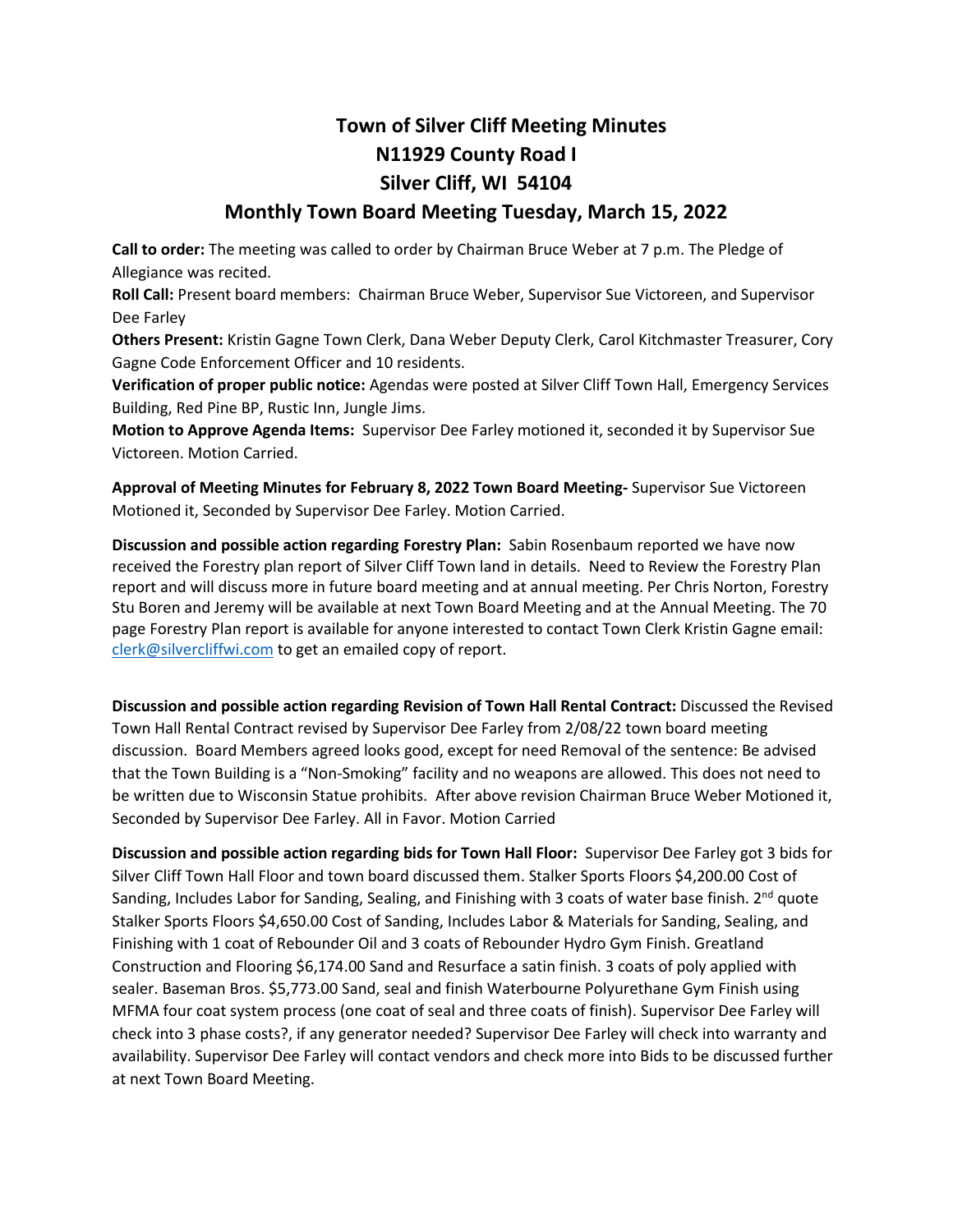# Town of Silver Cliff Meeting Minutes
# N11929 County Road I
# Silver Cliff, WI 54104
## Monthly Town Board Meeting Tuesday, March 15, 2022

**Call to order:** The meeting was called to order by Chairman Bruce Weber at 7 p.m. The Pledge of Allegiance was recited.

**Roll Call:** Present board members: Chairman Bruce Weber, Supervisor Sue Victoreen, and Supervisor Dee Farley

**Others Present:** Kristin Gagne Town Clerk, Dana Weber Deputy Clerk, Carol Kitchmaster Treasurer, Cory Gagne Code Enforcement Officer and 10 residents.

**Verification of proper public notice:** Agendas were posted at Silver Cliff Town Hall, Emergency Services Building, Red Pine BP, Rustic Inn, Jungle Jims.

**Motion to Approve Agenda Items:** Supervisor Dee Farley motioned it, seconded it by Supervisor Sue Victoreen. Motion Carried.

**Approval of Meeting Minutes for February 8, 2022 Town Board Meeting-** Supervisor Sue Victoreen Motioned it, Seconded by Supervisor Dee Farley. Motion Carried.

**Discussion and possible action regarding Forestry Plan:** Sabin Rosenbaum reported we have now received the Forestry plan report of Silver Cliff Town land in details. Need to Review the Forestry Plan report and will discuss more in future board meeting and at annual meeting. Per Chris Norton, Forestry Stu Boren and Jeremy will be available at next Town Board Meeting and at the Annual Meeting. The 70 page Forestry Plan report is available for anyone interested to contact Town Clerk Kristin Gagne email: clerk@silvercliffwi.com to get an emailed copy of report.

**Discussion and possible action regarding Revision of Town Hall Rental Contract:** Discussed the Revised Town Hall Rental Contract revised by Supervisor Dee Farley from 2/08/22 town board meeting discussion. Board Members agreed looks good, except for need Removal of the sentence: Be advised that the Town Building is a "Non-Smoking" facility and no weapons are allowed. This does not need to be written due to Wisconsin Statue prohibits. After above revision Chairman Bruce Weber Motioned it, Seconded by Supervisor Dee Farley. All in Favor. Motion Carried

**Discussion and possible action regarding bids for Town Hall Floor:** Supervisor Dee Farley got 3 bids for Silver Cliff Town Hall Floor and town board discussed them. Stalker Sports Floors $4,200.00 Cost of Sanding, Includes Labor for Sanding, Sealing, and Finishing with 3 coats of water base finish. 2nd quote Stalker Sports Floors $4,650.00 Cost of Sanding, Includes Labor & Materials for Sanding, Sealing, and Finishing with 1 coat of Rebounder Oil and 3 coats of Rebounder Hydro Gym Finish. Greatland Construction and Flooring $6,174.00 Sand and Resurface a satin finish. 3 coats of poly applied with sealer. Baseman Bros. $5,773.00 Sand, seal and finish Waterbourne Polyurethane Gym Finish using MFMA four coat system process (one coat of seal and three coats of finish). Supervisor Dee Farley will check into 3 phase costs?, if any generator needed? Supervisor Dee Farley will check into warranty and availability. Supervisor Dee Farley will contact vendors and check more into Bids to be discussed further at next Town Board Meeting.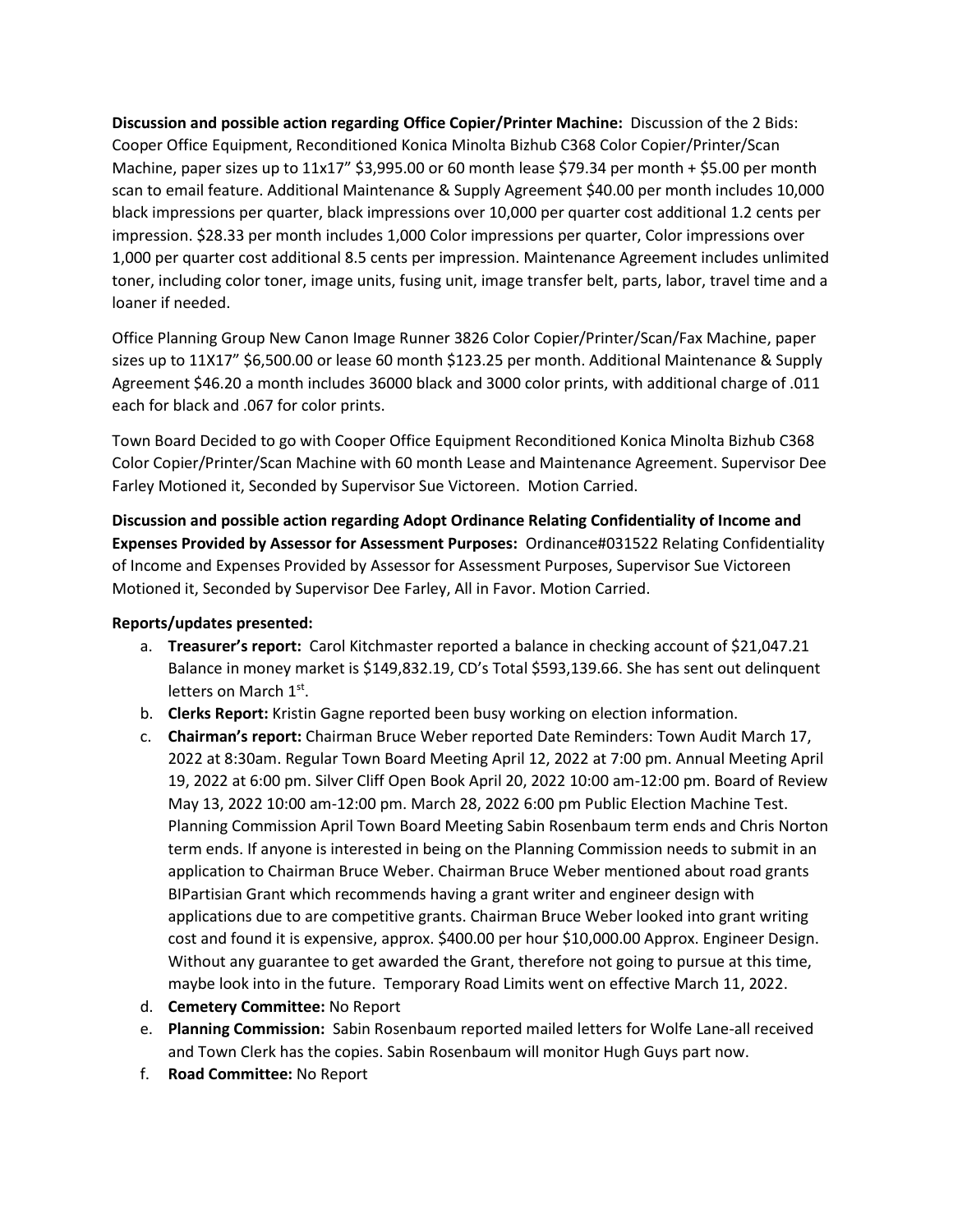**Discussion and possible action regarding Office Copier/Printer Machine:** Discussion of the 2 Bids: Cooper Office Equipment, Reconditioned Konica Minolta Bizhub C368 Color Copier/Printer/Scan Machine, paper sizes up to 11x17" $3,995.00 or 60 month lease $79.34 per month + $5.00 per month scan to email feature. Additional Maintenance & Supply Agreement $40.00 per month includes 10,000 black impressions per quarter, black impressions over 10,000 per quarter cost additional 1.2 cents per impression. $28.33 per month includes 1,000 Color impressions per quarter, Color impressions over 1,000 per quarter cost additional 8.5 cents per impression. Maintenance Agreement includes unlimited toner, including color toner, image units, fusing unit, image transfer belt, parts, labor, travel time and a loaner if needed.

Office Planning Group New Canon Image Runner 3826 Color Copier/Printer/Scan/Fax Machine, paper sizes up to 11X17" $6,500.00 or lease 60 month $123.25 per month. Additional Maintenance & Supply Agreement $46.20 a month includes 36000 black and 3000 color prints, with additional charge of .011 each for black and .067 for color prints.

Town Board Decided to go with Cooper Office Equipment Reconditioned Konica Minolta Bizhub C368 Color Copier/Printer/Scan Machine with 60 month Lease and Maintenance Agreement. Supervisor Dee Farley Motioned it, Seconded by Supervisor Sue Victoreen. Motion Carried.

**Discussion and possible action regarding Adopt Ordinance Relating Confidentiality of Income and Expenses Provided by Assessor for Assessment Purposes:** Ordinance#031522 Relating Confidentiality of Income and Expenses Provided by Assessor for Assessment Purposes, Supervisor Sue Victoreen Motioned it, Seconded by Supervisor Dee Farley, All in Favor. Motion Carried.

**Reports/updates presented:**

a. **Treasurer's report:** Carol Kitchmaster reported a balance in checking account of $21,047.21 Balance in money market is $149,832.19, CD's Total $593,139.66. She has sent out delinquent letters on March 1st.
b. **Clerks Report:** Kristin Gagne reported been busy working on election information.
c. **Chairman's report:** Chairman Bruce Weber reported Date Reminders: Town Audit March 17, 2022 at 8:30am. Regular Town Board Meeting April 12, 2022 at 7:00 pm. Annual Meeting April 19, 2022 at 6:00 pm. Silver Cliff Open Book April 20, 2022 10:00 am-12:00 pm. Board of Review May 13, 2022 10:00 am-12:00 pm. March 28, 2022 6:00 pm Public Election Machine Test. Planning Commission April Town Board Meeting Sabin Rosenbaum term ends and Chris Norton term ends. If anyone is interested in being on the Planning Commission needs to submit in an application to Chairman Bruce Weber. Chairman Bruce Weber mentioned about road grants BIPartisian Grant which recommends having a grant writer and engineer design with applications due to are competitive grants. Chairman Bruce Weber looked into grant writing cost and found it is expensive, approx. $400.00 per hour $10,000.00 Approx. Engineer Design. Without any guarantee to get awarded the Grant, therefore not going to pursue at this time, maybe look into in the future. Temporary Road Limits went on effective March 11, 2022.
d. **Cemetery Committee:** No Report
e. **Planning Commission:** Sabin Rosenbaum reported mailed letters for Wolfe Lane-all received and Town Clerk has the copies. Sabin Rosenbaum will monitor Hugh Guys part now.
f. **Road Committee:** No Report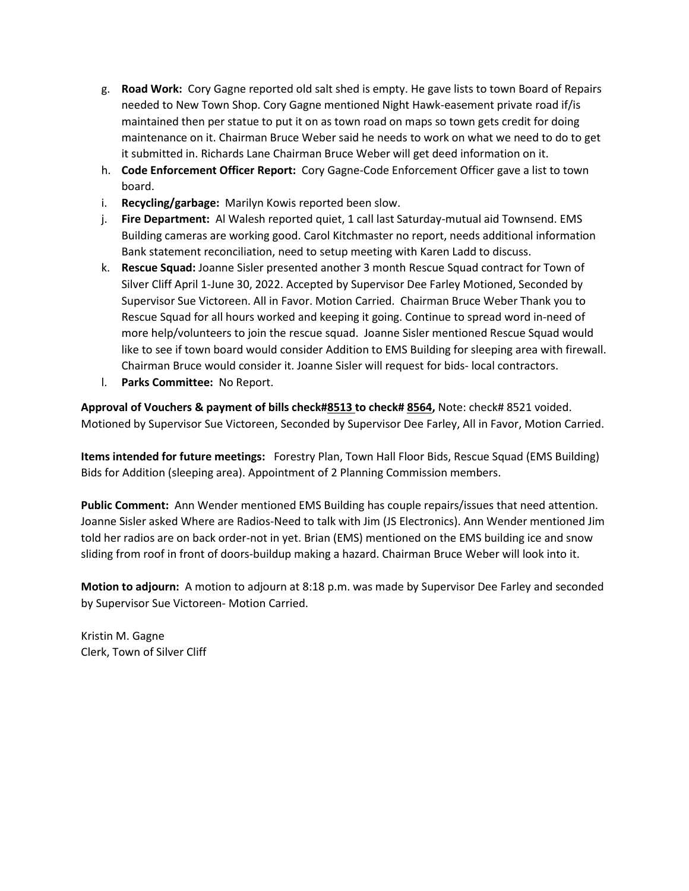g. **Road Work:** Cory Gagne reported old salt shed is empty. He gave lists to town Board of Repairs needed to New Town Shop. Cory Gagne mentioned Night Hawk-easement private road if/is maintained then per statue to put it on as town road on maps so town gets credit for doing maintenance on it. Chairman Bruce Weber said he needs to work on what we need to do to get it submitted in. Richards Lane Chairman Bruce Weber will get deed information on it.

h. **Code Enforcement Officer Report:** Cory Gagne-Code Enforcement Officer gave a list to town board.

i. **Recycling/garbage:** Marilyn Kowis reported been slow.

j. **Fire Department:** Al Walesh reported quiet, 1 call last Saturday-mutual aid Townsend. EMS Building cameras are working good. Carol Kitchmaster no report, needs additional information Bank statement reconciliation, need to setup meeting with Karen Ladd to discuss.

k. **Rescue Squad:** Joanne Sisler presented another 3 month Rescue Squad contract for Town of Silver Cliff April 1-June 30, 2022. Accepted by Supervisor Dee Farley Motioned, Seconded by Supervisor Sue Victoreen. All in Favor. Motion Carried. Chairman Bruce Weber Thank you to Rescue Squad for all hours worked and keeping it going. Continue to spread word in-need of more help/volunteers to join the rescue squad. Joanne Sisler mentioned Rescue Squad would like to see if town board would consider Addition to EMS Building for sleeping area with firewall. Chairman Bruce would consider it. Joanne Sisler will request for bids- local contractors.

l. **Parks Committee:** No Report.

**Approval of Vouchers & payment of bills check#8513 to check# 8564,** Note: check# 8521 voided. Motioned by Supervisor Sue Victoreen, Seconded by Supervisor Dee Farley, All in Favor, Motion Carried.

**Items intended for future meetings:** Forestry Plan, Town Hall Floor Bids, Rescue Squad (EMS Building) Bids for Addition (sleeping area). Appointment of 2 Planning Commission members.

**Public Comment:** Ann Wender mentioned EMS Building has couple repairs/issues that need attention. Joanne Sisler asked Where are Radios-Need to talk with Jim (JS Electronics). Ann Wender mentioned Jim told her radios are on back order-not in yet. Brian (EMS) mentioned on the EMS building ice and snow sliding from roof in front of doors-buildup making a hazard. Chairman Bruce Weber will look into it.

**Motion to adjourn:** A motion to adjourn at 8:18 p.m. was made by Supervisor Dee Farley and seconded by Supervisor Sue Victoreen- Motion Carried.

Kristin M. Gagne
Clerk, Town of Silver Cliff